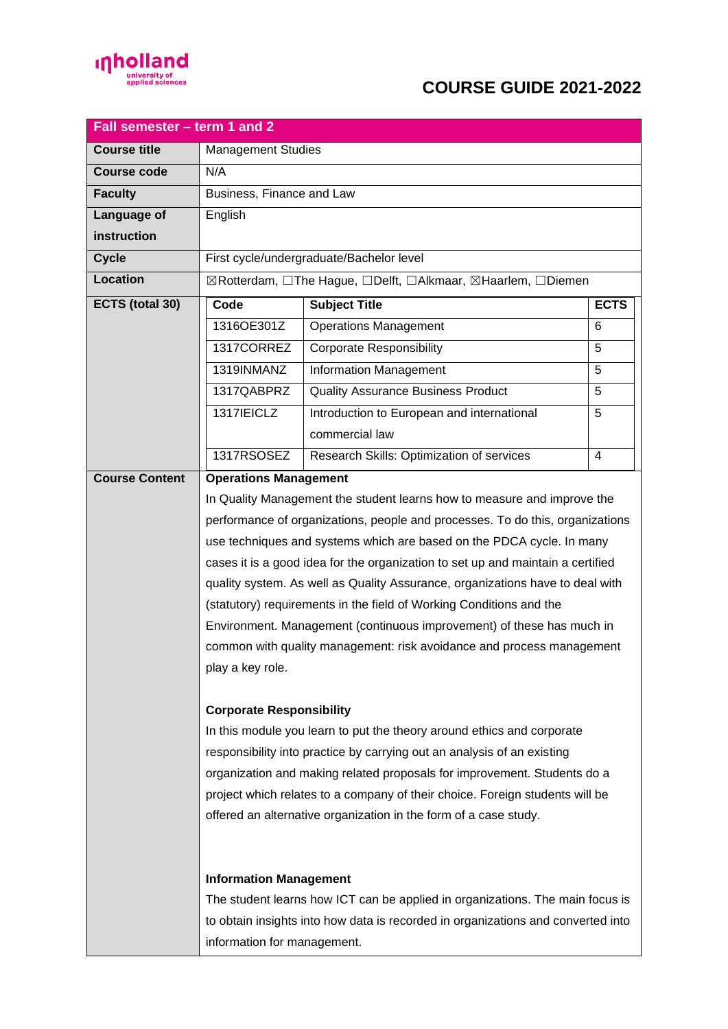# COURSE GUIDE 2021-2022

| Fall semester – term 1 and 2 | |
|---|---|
| **Course title** | Management Studies |
| **Course code** | N/A |
| **Faculty** | Business, Finance and Law |
| **Language of instruction** | English |
| **Cycle** | First cycle/undergraduate/Bachelor level |
| **Location** | ☒Rotterdam, ☐The Hague, ☐Delft, ☐Alkmaar, ☒Haarlem, ☐Diemen |

**ECTS (total 30)**

| Code | Subject Title | ECTS |
|---|---|---|
| 1316OE301Z | Operations Management | 6 |
| 1317CORREZ | Corporate Responsibility | 5 |
| 1319INMANZ | Information Management | 5 |
| 1317QABPRZ | Quality Assurance Business Product | 5 |
| 1317IEICLZ | Introduction to European and international commercial law | 5 |
| 1317RSOSEZ | Research Skills: Optimization of services | 4 |

**Course Content**

**Operations Management**

In Quality Management the student learns how to measure and improve the performance of organizations, people and processes. To do this, organizations use techniques and systems which are based on the PDCA cycle. In many cases it is a good idea for the organization to set up and maintain a certified quality system. As well as Quality Assurance, organizations have to deal with (statutory) requirements in the field of Working Conditions and the Environment. Management (continuous improvement) of these has much in common with quality management: risk avoidance and process management play a key role.

**Corporate Responsibility**

In this module you learn to put the theory around ethics and corporate responsibility into practice by carrying out an analysis of an existing organization and making related proposals for improvement. Students do a project which relates to a company of their choice. Foreign students will be offered an alternative organization in the form of a case study.

**Information Management**

The student learns how ICT can be applied in organizations. The main focus is to obtain insights into how data is recorded in organizations and converted into information for management.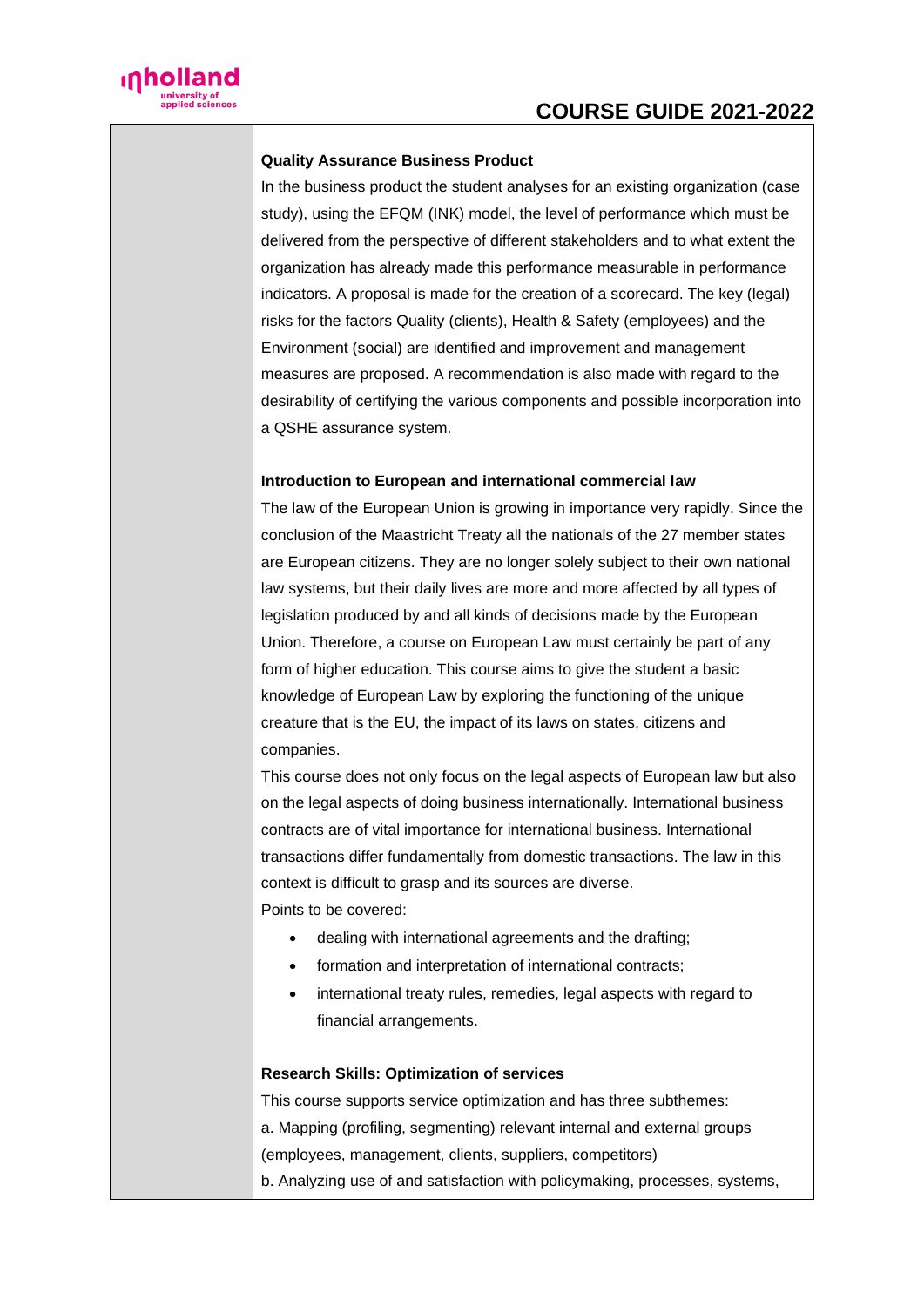**Quality Assurance Business Product**

In the business product the student analyses for an existing organization (case study), using the EFQM (INK) model, the level of performance which must be delivered from the perspective of different stakeholders and to what extent the organization has already made this performance measurable in performance indicators. A proposal is made for the creation of a scorecard. The key (legal) risks for the factors Quality (clients), Health & Safety (employees) and the Environment (social) are identified and improvement and management measures are proposed. A recommendation is also made with regard to the desirability of certifying the various components and possible incorporation into a QSHE assurance system.

**Introduction to European and international commercial law**

The law of the European Union is growing in importance very rapidly. Since the conclusion of the Maastricht Treaty all the nationals of the 27 member states are European citizens. They are no longer solely subject to their own national law systems, but their daily lives are more and more affected by all types of legislation produced by and all kinds of decisions made by the European Union. Therefore, a course on European Law must certainly be part of any form of higher education. This course aims to give the student a basic knowledge of European Law by exploring the functioning of the unique creature that is the EU, the impact of its laws on states, citizens and companies.

This course does not only focus on the legal aspects of European law but also on the legal aspects of doing business internationally. International business contracts are of vital importance for international business. International transactions differ fundamentally from domestic transactions. The law in this context is difficult to grasp and its sources are diverse.

Points to be covered:

- dealing with international agreements and the drafting;
- formation and interpretation of international contracts;
- international treaty rules, remedies, legal aspects with regard to financial arrangements.

**Research Skills: Optimization of services**

This course supports service optimization and has three subthemes:

a. Mapping (profiling, segmenting) relevant internal and external groups (employees, management, clients, suppliers, competitors)

b. Analyzing use of and satisfaction with policymaking, processes, systems,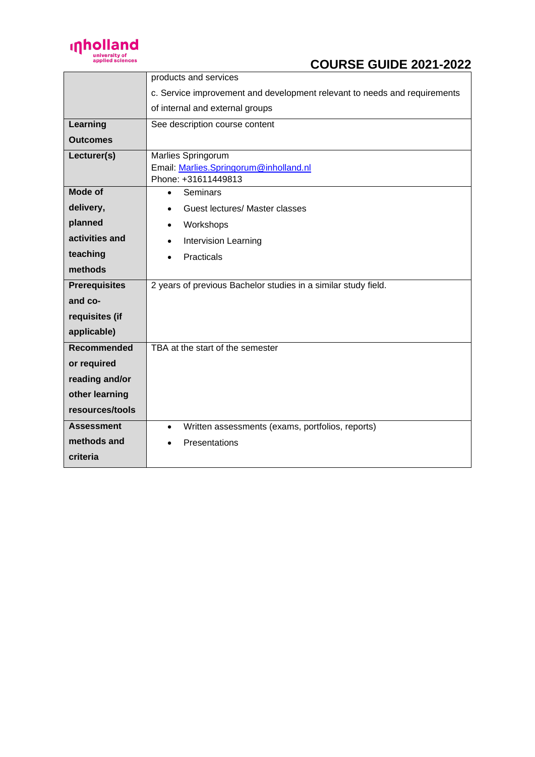| | |
|---|---|
| | products and services<br>c. Service improvement and development relevant to needs and requirements of internal and external groups |
| **Learning Outcomes** | See description course content |
| **Lecturer(s)** | Marlies Springorum<br>Email: Marlies.Springorum@inholland.nl<br>Phone: +31611449813 |
| **Mode of delivery, planned activities and teaching methods** | • Seminars<br>• Guest lectures/ Master classes<br>• Workshops<br>• Intervision Learning<br>• Practicals |
| **Prerequisites and co-requisites (if applicable)** | 2 years of previous Bachelor studies in a similar study field. |
| **Recommended or required reading and/or other learning resources/tools** | TBA at the start of the semester |
| **Assessment methods and criteria** | • Written assessments (exams, portfolios, reports)<br>• Presentations |